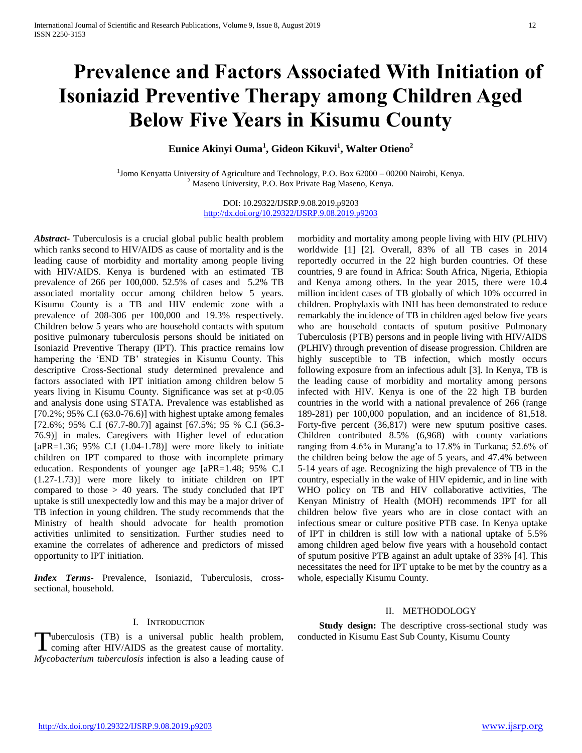# Prevalence and Factors Associated With Initiation of Isoniazid Preventive Therapy among Children Aged Below Five Years in Kisumu County

**Eunice Akinyi Ouma[1], Gideon Kikuvi[1], Walter Otieno[2]**

[1]Jomo Kenyatta University of Agriculture and Technology, P.O. Box 62000 – 00200 Nairobi, Kenya.
[2] Maseno University, P.O. Box Private Bag Maseno, Kenya.

DOI: 10.29322/IJSRP.9.08.2019.p9203
http://dx.doi.org/10.29322/IJSRP.9.08.2019.p9203

***Abstract*-** Tuberculosis is a crucial global public health problem which ranks second to HIV/AIDS as cause of mortality and is the leading cause of morbidity and mortality among people living with HIV/AIDS. Kenya is burdened with an estimated TB prevalence of 266 per 100,000. 52.5% of cases and 5.2% TB associated mortality occur among children below 5 years. Kisumu County is a TB and HIV endemic zone with a prevalence of 208-306 per 100,000 and 19.3% respectively. Children below 5 years who are household contacts with sputum positive pulmonary tuberculosis persons should be initiated on Isoniazid Preventive Therapy (IPT). This practice remains low hampering the 'END TB' strategies in Kisumu County. This descriptive Cross-Sectional study determined prevalence and factors associated with IPT initiation among children below 5 years living in Kisumu County. Significance was set at $p<0.05$ and analysis done using STATA. Prevalence was established as [70.2%; 95% C.I (63.0-76.6)] with highest uptake among females [72.6%; 95% C.I (67.7-80.7)] against [67.5%; 95 % C.I (56.3-76.9)] in males. Caregivers with Higher level of education [aPR=1.36; 95% C.I (1.04-1.78)] were more likely to initiate children on IPT compared to those with incomplete primary education. Respondents of younger age [aPR=1.48; 95% C.I (1.27-1.73)] were more likely to initiate children on IPT compared to those > 40 years. The study concluded that IPT uptake is still unexpectedly low and this may be a major driver of TB infection in young children. The study recommends that the Ministry of health should advocate for health promotion activities unlimited to sensitization. Further studies need to examine the correlates of adherence and predictors of missed opportunity to IPT initiation.

***Index Terms*-** Prevalence, Isoniazid, Tuberculosis, cross-sectional, household.

## I. Introduction

Tuberculosis (TB) is a universal public health problem, coming after HIV/AIDS as the greatest cause of mortality. *Mycobacterium tuberculosis* infection is also a leading cause of morbidity and mortality among people living with HIV (PLHIV) worldwide [1] [2]. Overall, 83% of all TB cases in 2014 reportedly occurred in the 22 high burden countries. Of these countries, 9 are found in Africa: South Africa, Nigeria, Ethiopia and Kenya among others. In the year 2015, there were 10.4 million incident cases of TB globally of which 10% occurred in children. Prophylaxis with INH has been demonstrated to reduce remarkably the incidence of TB in children aged below five years who are household contacts of sputum positive Pulmonary Tuberculosis (PTB) persons and in people living with HIV/AIDS (PLHIV) through prevention of disease progression. Children are highly susceptible to TB infection, which mostly occurs following exposure from an infectious adult [3]. In Kenya, TB is the leading cause of morbidity and mortality among persons infected with HIV. Kenya is one of the 22 high TB burden countries in the world with a national prevalence of 266 (range 189-281) per 100,000 population, and an incidence of 81,518. Forty-five percent (36,817) were new sputum positive cases. Children contributed 8.5% (6,968) with county variations ranging from 4.6% in Murang'a to 17.8% in Turkana; 52.6% of the children being below the age of 5 years, and 47.4% between 5-14 years of age. Recognizing the high prevalence of TB in the country, especially in the wake of HIV epidemic, and in line with WHO policy on TB and HIV collaborative activities, The Kenyan Ministry of Health (MOH) recommends IPT for all children below five years who are in close contact with an infectious smear or culture positive PTB case. In Kenya uptake of IPT in children is still low with a national uptake of 5.5% among children aged below five years with a household contact of sputum positive PTB against an adult uptake of 33% [4]. This necessitates the need for IPT uptake to be met by the country as a whole, especially Kisumu County.

## II. Methodology

**Study design:** The descriptive cross-sectional study was conducted in Kisumu East Sub County, Kisumu County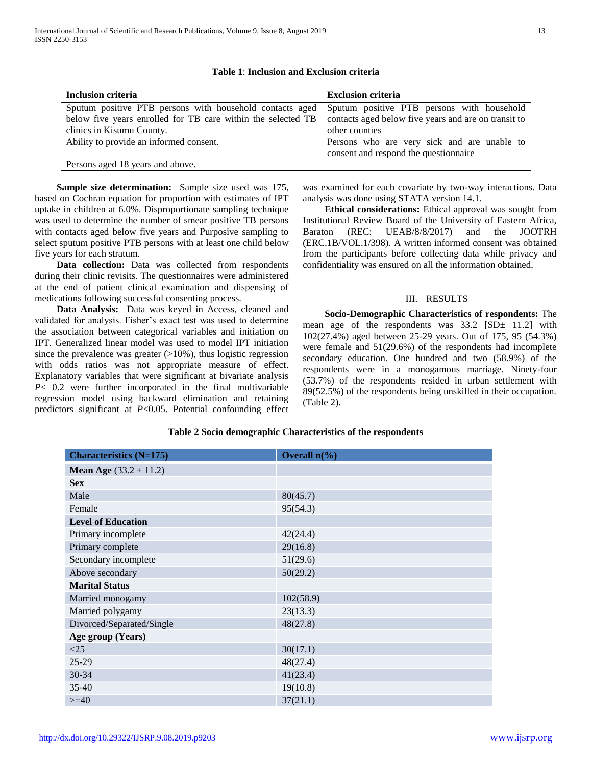**Table 1**: **Inclusion and Exclusion criteria**

| **Inclusion criteria** | **Exclusion criteria** |
|---|---|
| Sputum positive PTB persons with household contacts aged below five years enrolled for TB care within the selected TB clinics in Kisumu County. | Sputum positive PTB persons with household contacts aged below five years and are on transit to other counties |
| Ability to provide an informed consent. | Persons who are very sick and are unable to consent and respond the questionnaire |
| Persons aged 18 years and above. | |

**Sample size determination:** Sample size used was 175, based on Cochran equation for proportion with estimates of IPT uptake in children at 6.0%. Disproportionate sampling technique was used to determine the number of smear positive TB persons with contacts aged below five years and Purposive sampling to select sputum positive PTB persons with at least one child below five years for each stratum.

**Data collection:** Data was collected from respondents during their clinic revisits. The questionnaires were administered at the end of patient clinical examination and dispensing of medications following successful consenting process.

**Data Analysis:** Data was keyed in Access, cleaned and validated for analysis. Fisher's exact test was used to determine the association between categorical variables and initiation on IPT. Generalized linear model was used to model IPT initiation since the prevalence was greater (>10%), thus logistic regression with odds ratios was not appropriate measure of effect. Explanatory variables that were significant at bivariate analysis $P < 0.2$ were further incorporated in the final multivariable regression model using backward elimination and retaining predictors significant at $P<0.05$. Potential confounding effect was examined for each covariate by two-way interactions. Data analysis was done using STATA version 14.1.

**Ethical considerations:** Ethical approval was sought from Institutional Review Board of the University of Eastern Africa, Baraton (REC: UEAB/8/8/2017) and the JOOTRH (ERC.1B/VOL.1/398). A written informed consent was obtained from the participants before collecting data while privacy and confidentiality was ensured on all the information obtained.

## III. RESULTS

**Socio-Demographic Characteristics of respondents:** The mean age of the respondents was 33.2 [SD± 11.2] with 102(27.4%) aged between 25-29 years. Out of 175, 95 (54.3%) were female and 51(29.6%) of the respondents had incomplete secondary education. One hundred and two (58.9%) of the respondents were in a monogamous marriage. Ninety-four (53.7%) of the respondents resided in urban settlement with 89(52.5%) of the respondents being unskilled in their occupation. (Table 2).

**Table 2 Socio demographic Characteristics of the respondents**

| **Characteristics (N=175)** | **Overall n(%)** |
|---|---|
| **Mean Age** (33.2 ± 11.2) | |
| **Sex** | |
| Male | 80(45.7) |
| Female | 95(54.3) |
| **Level of Education** | |
| Primary incomplete | 42(24.4) |
| Primary complete | 29(16.8) |
| Secondary incomplete | 51(29.6) |
| Above secondary | 50(29.2) |
| **Marital Status** | |
| Married monogamy | 102(58.9) |
| Married polygamy | 23(13.3) |
| Divorced/Separated/Single | 48(27.8) |
| **Age group (Years)** | |
| <25 | 30(17.1) |
| 25-29 | 48(27.4) |
| 30-34 | 41(23.4) |
| 35-40 | 19(10.8) |
| >=40 | 37(21.1) |

http://dx.doi.org/10.29322/IJSRP.9.08.2019.p9203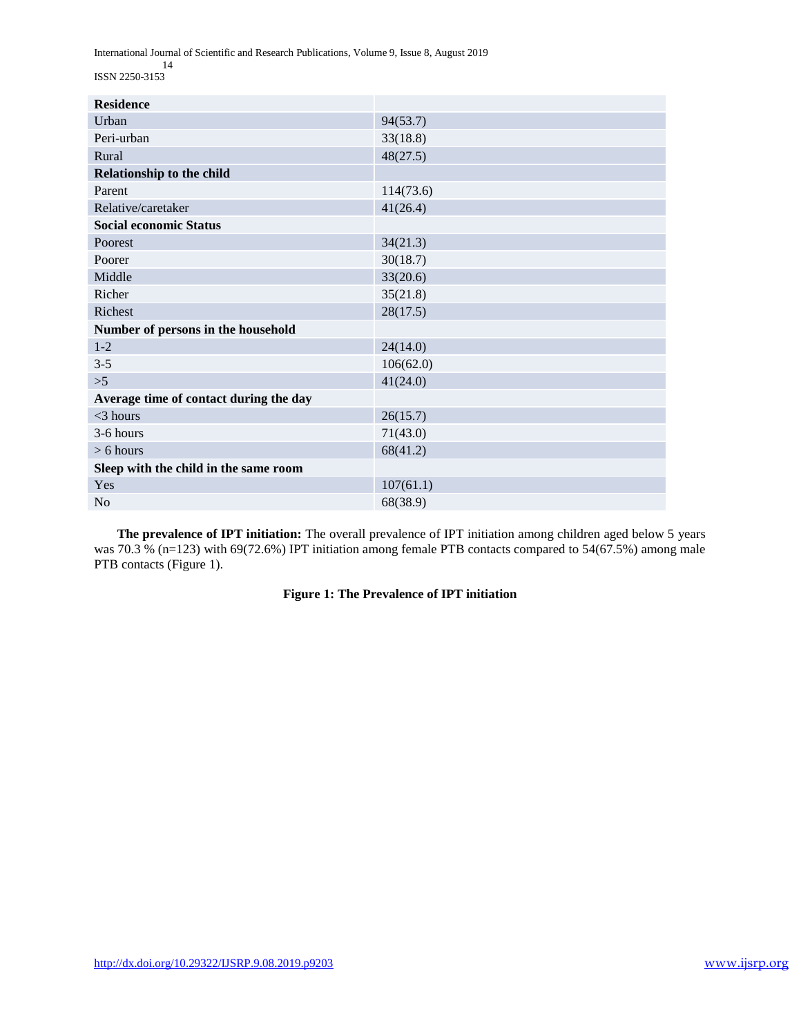| | |
|---|---|
| **Residence** | |
| Urban | 94(53.7) |
| Peri-urban | 33(18.8) |
| Rural | 48(27.5) |
| **Relationship to the child** | |
| Parent | 114(73.6) |
| Relative/caretaker | 41(26.4) |
| **Social economic Status** | |
| Poorest | 34(21.3) |
| Poorer | 30(18.7) |
| Middle | 33(20.6) |
| Richer | 35(21.8) |
| Richest | 28(17.5) |
| **Number of persons in the household** | |
| 1-2 | 24(14.0) |
| 3-5 | 106(62.0) |
| >5 | 41(24.0) |
| **Average time of contact during the day** | |
| <3 hours | 26(15.7) |
| 3-6 hours | 71(43.0) |
| > 6 hours | 68(41.2) |
| **Sleep with the child in the same room** | |
| Yes | 107(61.1) |
| No | 68(38.9) |

**The prevalence of IPT initiation:** The overall prevalence of IPT initiation among children aged below 5 years was 70.3 % (n=123) with 69(72.6%) IPT initiation among female PTB contacts compared to 54(67.5%) among male PTB contacts (Figure 1).

**Figure 1: The Prevalence of IPT initiation**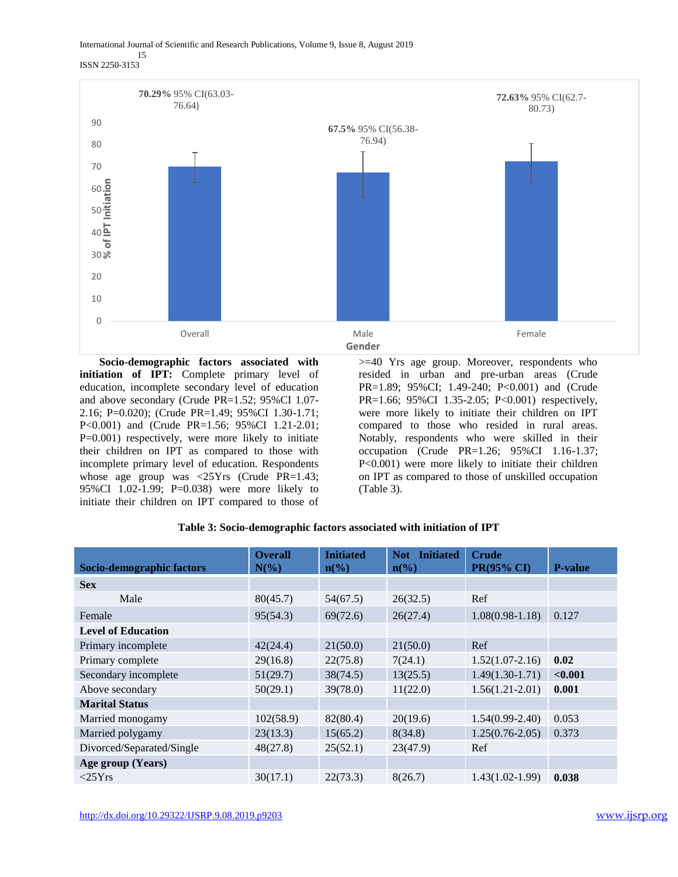70.29% 95% CI(63.03-76.64)

67.5% 95% CI(56.38-76.94)

72.63% 95% CI(62.7-80.73)

% of IPT Initiation

Overall | Male | Female

Gender

**Socio-demographic factors associated with initiation of IPT:** Complete primary level of education, incomplete secondary level of education and above secondary (Crude PR=1.52; 95%CI 1.07-2.16; P=0.020); (Crude PR=1.49; 95%CI 1.30-1.71; P<0.001) and (Crude PR=1.56; 95%CI 1.21-2.01; P=0.001) respectively, were more likely to initiate their children on IPT as compared to those with incomplete primary level of education. Respondents whose age group was <25Yrs (Crude PR=1.43; 95%CI 1.02-1.99; P=0.038) were more likely to initiate their children on IPT compared to those of >=40 Yrs age group. Moreover, respondents who resided in urban and pre-urban areas (Crude PR=1.89; 95%CI; 1.49-240; P<0.001) and (Crude PR=1.66; 95%CI 1.35-2.05; P<0.001) respectively, were more likely to initiate their children on IPT compared to those who resided in rural areas. Notably, respondents who were skilled in their occupation (Crude PR=1.26; 95%CI 1.16-1.37; P<0.001) were more likely to initiate their children on IPT as compared to those of unskilled occupation (Table 3).

**Table 3: Socio-demographic factors associated with initiation of IPT**

| Socio-demographic factors | Overall N(%) | Initiated n(%) | Not Initiated n(%) | Crude PR(95% CI) | P-value |
|---|---|---|---|---|---|
| **Sex** | | | | | |
| Male | 80(45.7) | 54(67.5) | 26(32.5) | Ref | |
| Female | 95(54.3) | 69(72.6) | 26(27.4) | 1.08(0.98-1.18) | 0.127 |
| **Level of Education** | | | | | |
| Primary incomplete | 42(24.4) | 21(50.0) | 21(50.0) | Ref | |
| Primary complete | 29(16.8) | 22(75.8) | 7(24.1) | 1.52(1.07-2.16) | **0.02** |
| Secondary incomplete | 51(29.7) | 38(74.5) | 13(25.5) | 1.49(1.30-1.71) | **<0.001** |
| Above secondary | 50(29.1) | 39(78.0) | 11(22.0) | 1.56(1.21-2.01) | **0.001** |
| **Marital Status** | | | | | |
| Married monogamy | 102(58.9) | 82(80.4) | 20(19.6) | 1.54(0.99-2.40) | 0.053 |
| Married polygamy | 23(13.3) | 15(65.2) | 8(34.8) | 1.25(0.76-2.05) | 0.373 |
| Divorced/Separated/Single | 48(27.8) | 25(52.1) | 23(47.9) | Ref | |
| **Age group (Years)** | | | | | |
| <25Yrs | 30(17.1) | 22(73.3) | 8(26.7) | 1.43(1.02-1.99) | **0.038** |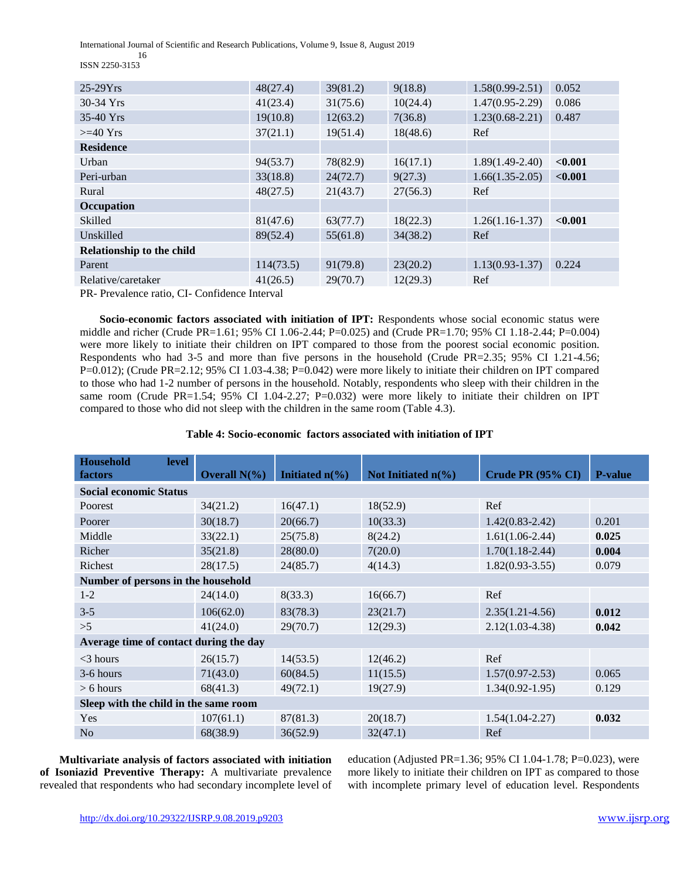| | | | | | |
|---|---|---|---|---|---|
| 25-29Yrs | 48(27.4) | 39(81.2) | 9(18.8) | 1.58(0.99-2.51) | 0.052 |
| 30-34 Yrs | 41(23.4) | 31(75.6) | 10(24.4) | 1.47(0.95-2.29) | 0.086 |
| 35-40 Yrs | 19(10.8) | 12(63.2) | 7(36.8) | 1.23(0.68-2.21) | 0.487 |
| >=40 Yrs | 37(21.1) | 19(51.4) | 18(48.6) | Ref | |
| **Residence** | | | | | |
| Urban | 94(53.7) | 78(82.9) | 16(17.1) | 1.89(1.49-2.40) | **<0.001** |
| Peri-urban | 33(18.8) | 24(72.7) | 9(27.3) | 1.66(1.35-2.05) | **<0.001** |
| Rural | 48(27.5) | 21(43.7) | 27(56.3) | Ref | |
| **Occupation** | | | | | |
| Skilled | 81(47.6) | 63(77.7) | 18(22.3) | 1.26(1.16-1.37) | **<0.001** |
| Unskilled | 89(52.4) | 55(61.8) | 34(38.2) | Ref | |
| **Relationship to the child** | | | | | |
| Parent | 114(73.5) | 91(79.8) | 23(20.2) | 1.13(0.93-1.37) | 0.224 |
| Relative/caretaker | 41(26.5) | 29(70.7) | 12(29.3) | Ref | |

PR- Prevalence ratio, CI- Confidence Interval

**Socio-economic factors associated with initiation of IPT:** Respondents whose social economic status were middle and richer (Crude PR=1.61; 95% CI 1.06-2.44; P=0.025) and (Crude PR=1.70; 95% CI 1.18-2.44; P=0.004) were more likely to initiate their children on IPT compared to those from the poorest social economic position. Respondents who had 3-5 and more than five persons in the household (Crude PR=2.35; 95% CI 1.21-4.56; P=0.012); (Crude PR=2.12; 95% CI 1.03-4.38; P=0.042) were more likely to initiate their children on IPT compared to those who had 1-2 number of persons in the household. Notably, respondents who sleep with their children in the same room (Crude PR=1.54; 95% CI 1.04-2.27; P=0.032) were more likely to initiate their children on IPT compared to those who did not sleep with the children in the same room (Table 4.3).

**Table 4: Socio-economic factors associated with initiation of IPT**

| Household level factors | Overall N(%) | Initiated n(%) | Not Initiated n(%) | Crude PR (95% CI) | P-value |
|---|---|---|---|---|---|
| **Social economic Status** | | | | | |
| Poorest | 34(21.2) | 16(47.1) | 18(52.9) | Ref | |
| Poorer | 30(18.7) | 20(66.7) | 10(33.3) | 1.42(0.83-2.42) | 0.201 |
| Middle | 33(22.1) | 25(75.8) | 8(24.2) | 1.61(1.06-2.44) | **0.025** |
| Richer | 35(21.8) | 28(80.0) | 7(20.0) | 1.70(1.18-2.44) | **0.004** |
| Richest | 28(17.5) | 24(85.7) | 4(14.3) | 1.82(0.93-3.55) | 0.079 |
| **Number of persons in the household** | | | | | |
| 1-2 | 24(14.0) | 8(33.3) | 16(66.7) | Ref | |
| 3-5 | 106(62.0) | 83(78.3) | 23(21.7) | 2.35(1.21-4.56) | **0.012** |
| >5 | 41(24.0) | 29(70.7) | 12(29.3) | 2.12(1.03-4.38) | **0.042** |
| **Average time of contact during the day** | | | | | |
| <3 hours | 26(15.7) | 14(53.5) | 12(46.2) | Ref | |
| 3-6 hours | 71(43.0) | 60(84.5) | 11(15.5) | 1.57(0.97-2.53) | 0.065 |
| > 6 hours | 68(41.3) | 49(72.1) | 19(27.9) | 1.34(0.92-1.95) | 0.129 |
| **Sleep with the child in the same room** | | | | | |
| Yes | 107(61.1) | 87(81.3) | 20(18.7) | 1.54(1.04-2.27) | **0.032** |
| No | 68(38.9) | 36(52.9) | 32(47.1) | Ref | |

**Multivariate analysis of factors associated with initiation of Isoniazid Preventive Therapy:** A multivariate prevalence revealed that respondents who had secondary incomplete level of education (Adjusted PR=1.36; 95% CI 1.04-1.78; P=0.023), were more likely to initiate their children on IPT as compared to those with incomplete primary level of education level. Respondents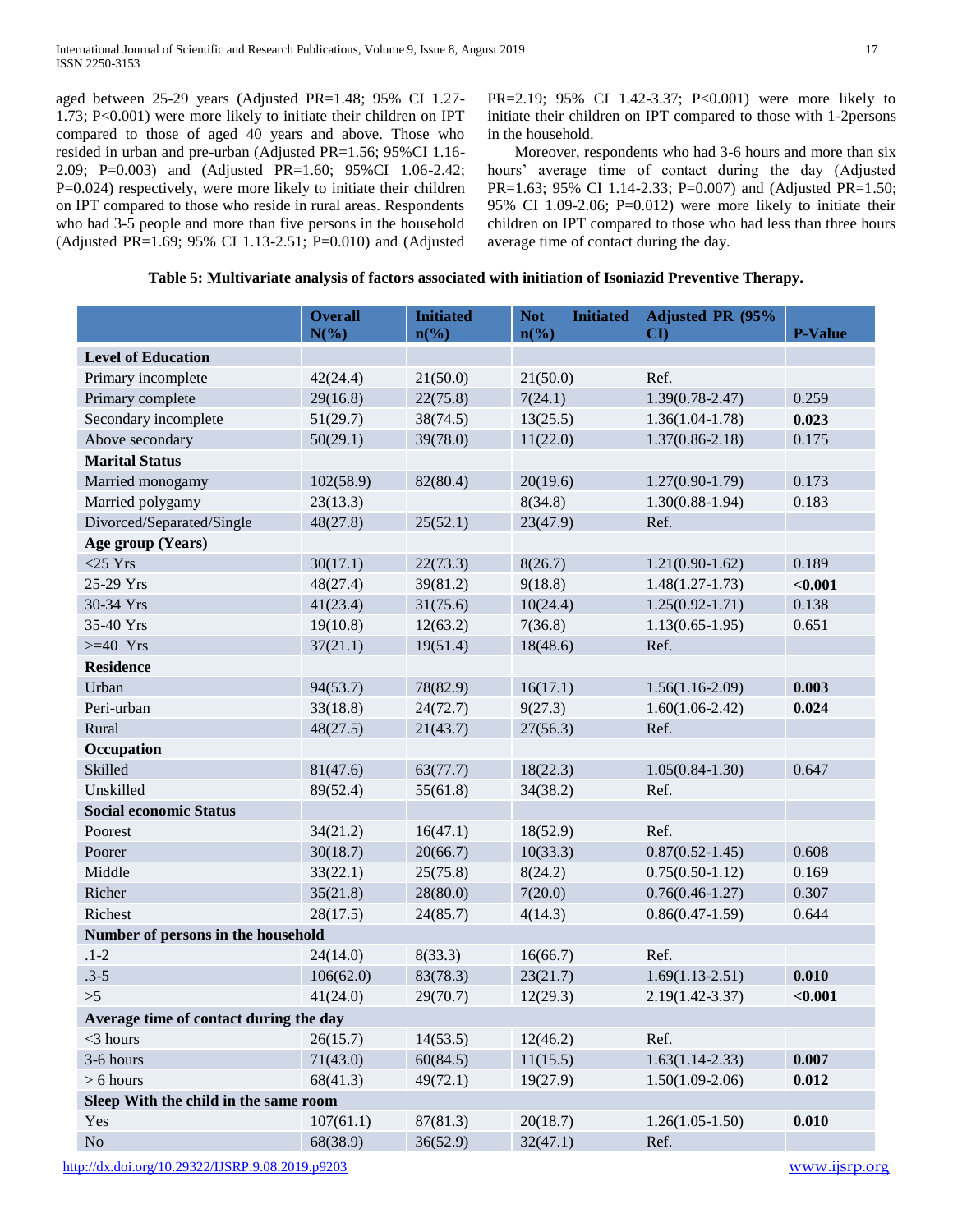aged between 25-29 years (Adjusted PR=1.48; 95% CI 1.27-1.73; P<0.001) were more likely to initiate their children on IPT compared to those of aged 40 years and above. Those who resided in urban and pre-urban (Adjusted PR=1.56; 95%CI 1.16-2.09; P=0.003) and (Adjusted PR=1.60; 95%CI 1.06-2.42; P=0.024) respectively, were more likely to initiate their children on IPT compared to those who reside in rural areas. Respondents who had 3-5 people and more than five persons in the household (Adjusted PR=1.69; 95% CI 1.13-2.51; P=0.010) and (Adjusted PR=2.19; 95% CI 1.42-3.37; P<0.001) were more likely to initiate their children on IPT compared to those with 1-2persons in the household.

Moreover, respondents who had 3-6 hours and more than six hours' average time of contact during the day (Adjusted PR=1.63; 95% CI 1.14-2.33; P=0.007) and (Adjusted PR=1.50; 95% CI 1.09-2.06; P=0.012) were more likely to initiate their children on IPT compared to those who had less than three hours average time of contact during the day.

**Table 5: Multivariate analysis of factors associated with initiation of Isoniazid Preventive Therapy.**

| | Overall N(%) | Initiated n(%) | Not Initiated n(%) | Adjusted PR (95% CI) | P-Value |
|---|---|---|---|---|---|
| **Level of Education** | | | | | |
| Primary incomplete | 42(24.4) | 21(50.0) | 21(50.0) | Ref. | |
| Primary complete | 29(16.8) | 22(75.8) | 7(24.1) | 1.39(0.78-2.47) | 0.259 |
| Secondary incomplete | 51(29.7) | 38(74.5) | 13(25.5) | 1.36(1.04-1.78) | **0.023** |
| Above secondary | 50(29.1) | 39(78.0) | 11(22.0) | 1.37(0.86-2.18) | 0.175 |
| **Marital Status** | | | | | |
| Married monogamy | 102(58.9) | 82(80.4) | 20(19.6) | 1.27(0.90-1.79) | 0.173 |
| Married polygamy | 23(13.3) | | 8(34.8) | 1.30(0.88-1.94) | 0.183 |
| Divorced/Separated/Single | 48(27.8) | 25(52.1) | 23(47.9) | Ref. | |
| **Age group (Years)** | | | | | |
| <25 Yrs | 30(17.1) | 22(73.3) | 8(26.7) | 1.21(0.90-1.62) | 0.189 |
| 25-29 Yrs | 48(27.4) | 39(81.2) | 9(18.8) | 1.48(1.27-1.73) | **<0.001** |
| 30-34 Yrs | 41(23.4) | 31(75.6) | 10(24.4) | 1.25(0.92-1.71) | 0.138 |
| 35-40 Yrs | 19(10.8) | 12(63.2) | 7(36.8) | 1.13(0.65-1.95) | 0.651 |
| >=40 Yrs | 37(21.1) | 19(51.4) | 18(48.6) | Ref. | |
| **Residence** | | | | | |
| Urban | 94(53.7) | 78(82.9) | 16(17.1) | 1.56(1.16-2.09) | **0.003** |
| Peri-urban | 33(18.8) | 24(72.7) | 9(27.3) | 1.60(1.06-2.42) | **0.024** |
| Rural | 48(27.5) | 21(43.7) | 27(56.3) | Ref. | |
| **Occupation** | | | | | |
| Skilled | 81(47.6) | 63(77.7) | 18(22.3) | 1.05(0.84-1.30) | 0.647 |
| Unskilled | 89(52.4) | 55(61.8) | 34(38.2) | Ref. | |
| **Social economic Status** | | | | | |
| Poorest | 34(21.2) | 16(47.1) | 18(52.9) | Ref. | |
| Poorer | 30(18.7) | 20(66.7) | 10(33.3) | 0.87(0.52-1.45) | 0.608 |
| Middle | 33(22.1) | 25(75.8) | 8(24.2) | 0.75(0.50-1.12) | 0.169 |
| Richer | 35(21.8) | 28(80.0) | 7(20.0) | 0.76(0.46-1.27) | 0.307 |
| Richest | 28(17.5) | 24(85.7) | 4(14.3) | 0.86(0.47-1.59) | 0.644 |
| **Number of persons in the household** | | | | | |
| .1-2 | 24(14.0) | 8(33.3) | 16(66.7) | Ref. | |
| .3-5 | 106(62.0) | 83(78.3) | 23(21.7) | 1.69(1.13-2.51) | **0.010** |
| >5 | 41(24.0) | 29(70.7) | 12(29.3) | 2.19(1.42-3.37) | **<0.001** |
| **Average time of contact during the day** | | | | | |
| <3 hours | 26(15.7) | 14(53.5) | 12(46.2) | Ref. | |
| 3-6 hours | 71(43.0) | 60(84.5) | 11(15.5) | 1.63(1.14-2.33) | **0.007** |
| > 6 hours | 68(41.3) | 49(72.1) | 19(27.9) | 1.50(1.09-2.06) | **0.012** |
| **Sleep With the child in the same room** | | | | | |
| Yes | 107(61.1) | 87(81.3) | 20(18.7) | 1.26(1.05-1.50) | **0.010** |
| No | 68(38.9) | 36(52.9) | 32(47.1) | Ref. | |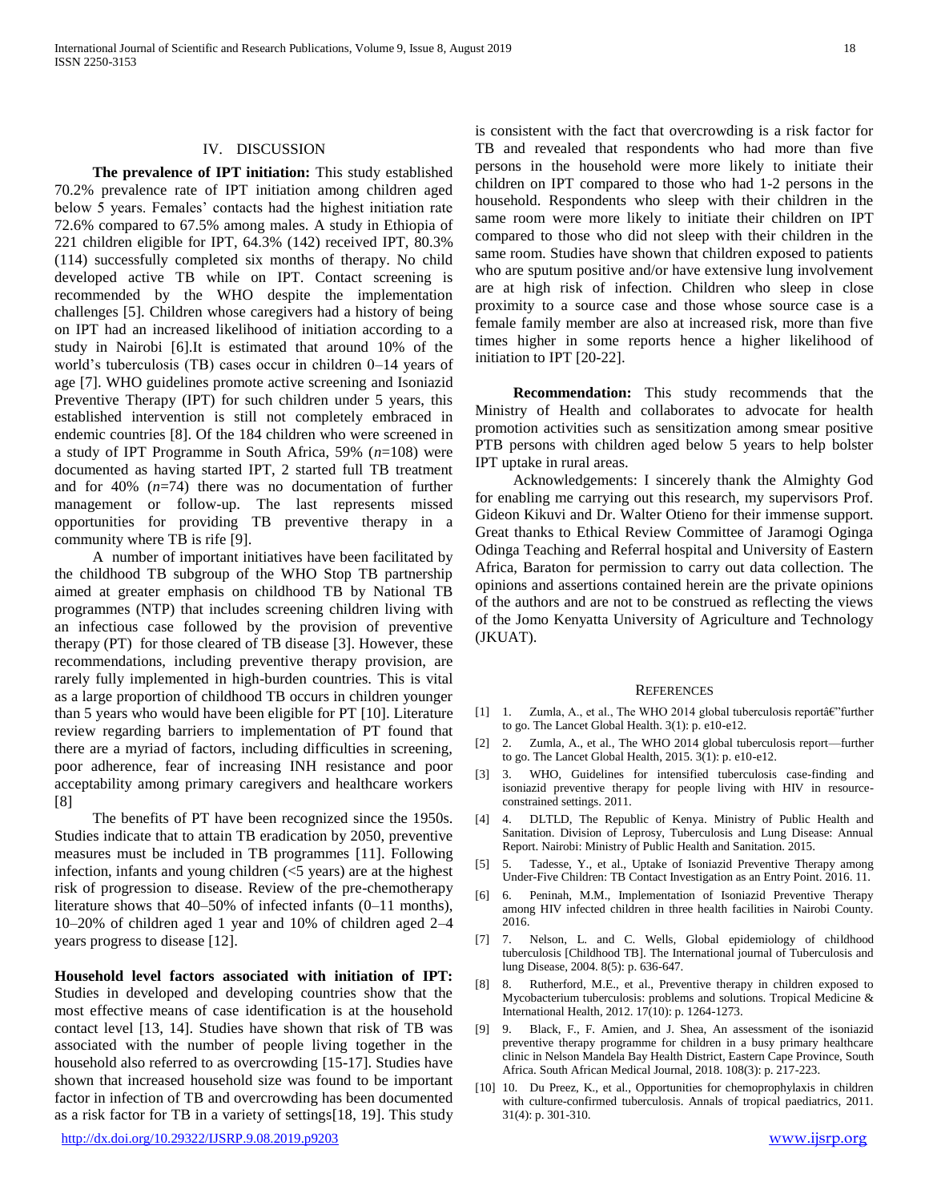## IV. DISCUSSION

**The prevalence of IPT initiation:** This study established 70.2% prevalence rate of IPT initiation among children aged below 5 years. Females' contacts had the highest initiation rate 72.6% compared to 67.5% among males. A study in Ethiopia of 221 children eligible for IPT, 64.3% (142) received IPT, 80.3% (114) successfully completed six months of therapy. No child developed active TB while on IPT. Contact screening is recommended by the WHO despite the implementation challenges [5]. Children whose caregivers had a history of being on IPT had an increased likelihood of initiation according to a study in Nairobi [6].It is estimated that around 10% of the world's tuberculosis (TB) cases occur in children 0–14 years of age [7]. WHO guidelines promote active screening and Isoniazid Preventive Therapy (IPT) for such children under 5 years, this established intervention is still not completely embraced in endemic countries [8]. Of the 184 children who were screened in a study of IPT Programme in South Africa, 59% (*n*=108) were documented as having started IPT, 2 started full TB treatment and for 40% (*n*=74) there was no documentation of further management or follow-up. The last represents missed opportunities for providing TB preventive therapy in a community where TB is rife [9].

A number of important initiatives have been facilitated by the childhood TB subgroup of the WHO Stop TB partnership aimed at greater emphasis on childhood TB by National TB programmes (NTP) that includes screening children living with an infectious case followed by the provision of preventive therapy (PT) for those cleared of TB disease [3]. However, these recommendations, including preventive therapy provision, are rarely fully implemented in high-burden countries. This is vital as a large proportion of childhood TB occurs in children younger than 5 years who would have been eligible for PT [10]. Literature review regarding barriers to implementation of PT found that there are a myriad of factors, including difficulties in screening, poor adherence, fear of increasing INH resistance and poor acceptability among primary caregivers and healthcare workers [8]

The benefits of PT have been recognized since the 1950s. Studies indicate that to attain TB eradication by 2050, preventive measures must be included in TB programmes [11]. Following infection, infants and young children (<5 years) are at the highest risk of progression to disease. Review of the pre-chemotherapy literature shows that 40–50% of infected infants (0–11 months), 10–20% of children aged 1 year and 10% of children aged 2–4 years progress to disease [12].

**Household level factors associated with initiation of IPT:** Studies in developed and developing countries show that the most effective means of case identification is at the household contact level [13, 14]. Studies have shown that risk of TB was associated with the number of people living together in the household also referred to as overcrowding [15-17]. Studies have shown that increased household size was found to be important factor in infection of TB and overcrowding has been documented as a risk factor for TB in a variety of settings[18, 19]. This study is consistent with the fact that overcrowding is a risk factor for TB and revealed that respondents who had more than five persons in the household were more likely to initiate their children on IPT compared to those who had 1-2 persons in the household. Respondents who sleep with their children in the same room were more likely to initiate their children on IPT compared to those who did not sleep with their children in the same room. Studies have shown that children exposed to patients who are sputum positive and/or have extensive lung involvement are at high risk of infection. Children who sleep in close proximity to a source case and those whose source case is a female family member are also at increased risk, more than five times higher in some reports hence a higher likelihood of initiation to IPT [20-22].

**Recommendation:** This study recommends that the Ministry of Health and collaborates to advocate for health promotion activities such as sensitization among smear positive PTB persons with children aged below 5 years to help bolster IPT uptake in rural areas.

Acknowledgements: I sincerely thank the Almighty God for enabling me carrying out this research, my supervisors Prof. Gideon Kikuvi and Dr. Walter Otieno for their immense support. Great thanks to Ethical Review Committee of Jaramogi Oginga Odinga Teaching and Referral hospital and University of Eastern Africa, Baraton for permission to carry out data collection. The opinions and assertions contained herein are the private opinions of the authors and are not to be construed as reflecting the views of the Jomo Kenyatta University of Agriculture and Technology (JKUAT).

## REFERENCES

[1] 1. Zumla, A., et al., The WHO 2014 global tuberculosis reportâ€"further to go. The Lancet Global Health. 3(1): p. e10-e12.

[2] 2. Zumla, A., et al., The WHO 2014 global tuberculosis report—further to go. The Lancet Global Health, 2015. 3(1): p. e10-e12.

[3] 3. WHO, Guidelines for intensified tuberculosis case-finding and isoniazid preventive therapy for people living with HIV in resource-constrained settings. 2011.

[4] 4. DLTLD, The Republic of Kenya. Ministry of Public Health and Sanitation. Division of Leprosy, Tuberculosis and Lung Disease: Annual Report. Nairobi: Ministry of Public Health and Sanitation. 2015.

[5] 5. Tadesse, Y., et al., Uptake of Isoniazid Preventive Therapy among Under-Five Children: TB Contact Investigation as an Entry Point. 2016. 11.

[6] 6. Peninah, M.M., Implementation of Isoniazid Preventive Therapy among HIV infected children in three health facilities in Nairobi County. 2016.

[7] 7. Nelson, L. and C. Wells, Global epidemiology of childhood tuberculosis [Childhood TB]. The International journal of Tuberculosis and lung Disease, 2004. 8(5): p. 636-647.

[8] 8. Rutherford, M.E., et al., Preventive therapy in children exposed to Mycobacterium tuberculosis: problems and solutions. Tropical Medicine & International Health, 2012. 17(10): p. 1264-1273.

[9] 9. Black, F., F. Amien, and J. Shea, An assessment of the isoniazid preventive therapy programme for children in a busy primary healthcare clinic in Nelson Mandela Bay Health District, Eastern Cape Province, South Africa. South African Medical Journal, 2018. 108(3): p. 217-223.

[10] 10. Du Preez, K., et al., Opportunities for chemoprophylaxis in children with culture-confirmed tuberculosis. Annals of tropical paediatrics, 2011. 31(4): p. 301-310.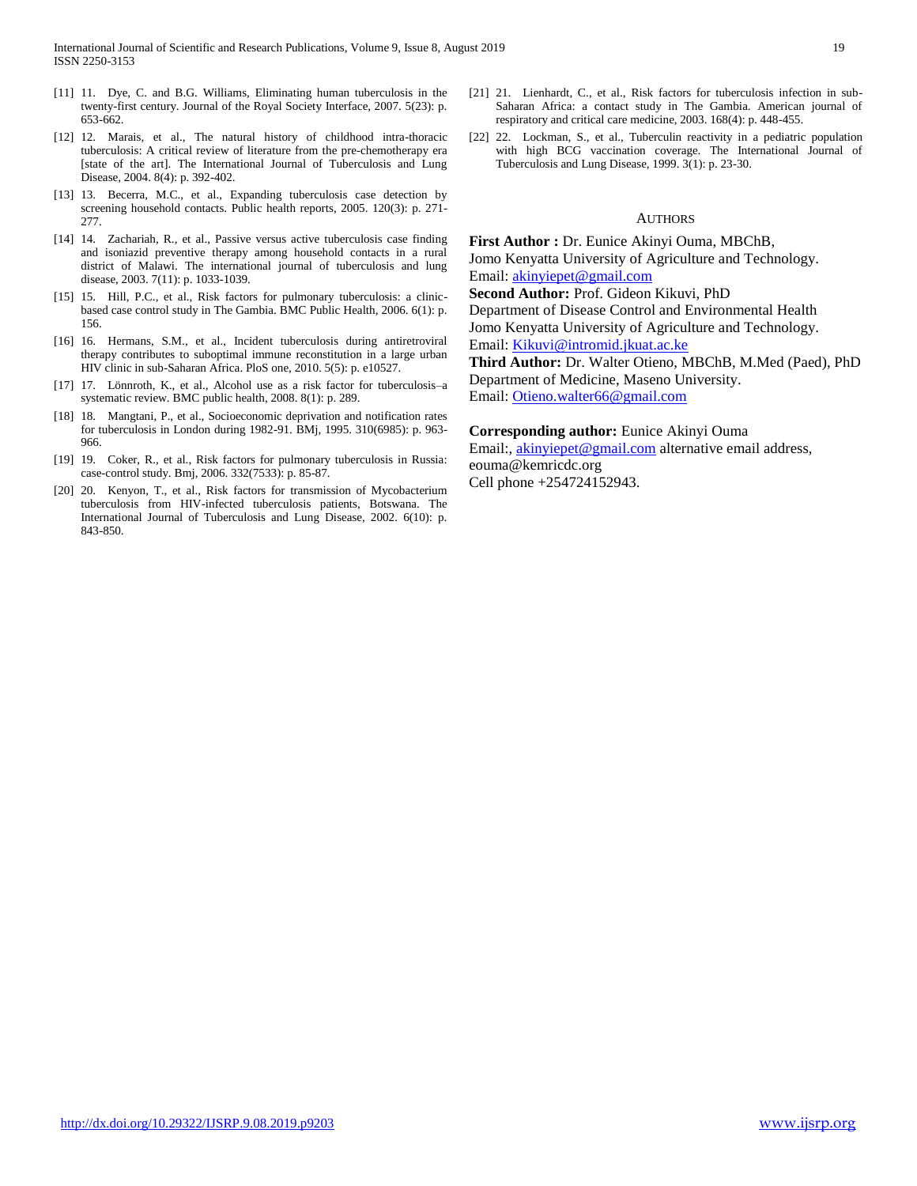[11] 11. Dye, C. and B.G. Williams, Eliminating human tuberculosis in the twenty-first century. Journal of the Royal Society Interface, 2007. 5(23): p. 653-662.

[12] 12. Marais, et al., The natural history of childhood intra-thoracic tuberculosis: A critical review of literature from the pre-chemotherapy era [state of the art]. The International Journal of Tuberculosis and Lung Disease, 2004. 8(4): p. 392-402.

[13] 13. Becerra, M.C., et al., Expanding tuberculosis case detection by screening household contacts. Public health reports, 2005. 120(3): p. 271-277.

[14] 14. Zachariah, R., et al., Passive versus active tuberculosis case finding and isoniazid preventive therapy among household contacts in a rural district of Malawi. The international journal of tuberculosis and lung disease, 2003. 7(11): p. 1033-1039.

[15] 15. Hill, P.C., et al., Risk factors for pulmonary tuberculosis: a clinic-based case control study in The Gambia. BMC Public Health, 2006. 6(1): p. 156.

[16] 16. Hermans, S.M., et al., Incident tuberculosis during antiretroviral therapy contributes to suboptimal immune reconstitution in a large urban HIV clinic in sub-Saharan Africa. PloS one, 2010. 5(5): p. e10527.

[17] 17. Lönnroth, K., et al., Alcohol use as a risk factor for tuberculosis–a systematic review. BMC public health, 2008. 8(1): p. 289.

[18] 18. Mangtani, P., et al., Socioeconomic deprivation and notification rates for tuberculosis in London during 1982-91. BMj, 1995. 310(6985): p. 963-966.

[19] 19. Coker, R., et al., Risk factors for pulmonary tuberculosis in Russia: case-control study. Bmj, 2006. 332(7533): p. 85-87.

[20] 20. Kenyon, T., et al., Risk factors for transmission of Mycobacterium tuberculosis from HIV-infected tuberculosis patients, Botswana. The International Journal of Tuberculosis and Lung Disease, 2002. 6(10): p. 843-850.

[21] 21. Lienhardt, C., et al., Risk factors for tuberculosis infection in sub-Saharan Africa: a contact study in The Gambia. American journal of respiratory and critical care medicine, 2003. 168(4): p. 448-455.

[22] 22. Lockman, S., et al., Tuberculin reactivity in a pediatric population with high BCG vaccination coverage. The International Journal of Tuberculosis and Lung Disease, 1999. 3(1): p. 23-30.

## AUTHORS

**First Author :** Dr. Eunice Akinyi Ouma, MBChB,
Jomo Kenyatta University of Agriculture and Technology.
Email: akinyiepet@gmail.com

**Second Author:** Prof. Gideon Kikuvi, PhD
Department of Disease Control and Environmental Health
Jomo Kenyatta University of Agriculture and Technology.
Email: Kikuvi@intromid.jkuat.ac.ke

**Third Author:** Dr. Walter Otieno, MBChB, M.Med (Paed), PhD
Department of Medicine, Maseno University.
Email: Otieno.walter66@gmail.com

**Corresponding author:** Eunice Akinyi Ouma
Email:, akinyiepet@gmail.com alternative email address, eouma@kemricdc.org
Cell phone +254724152943.